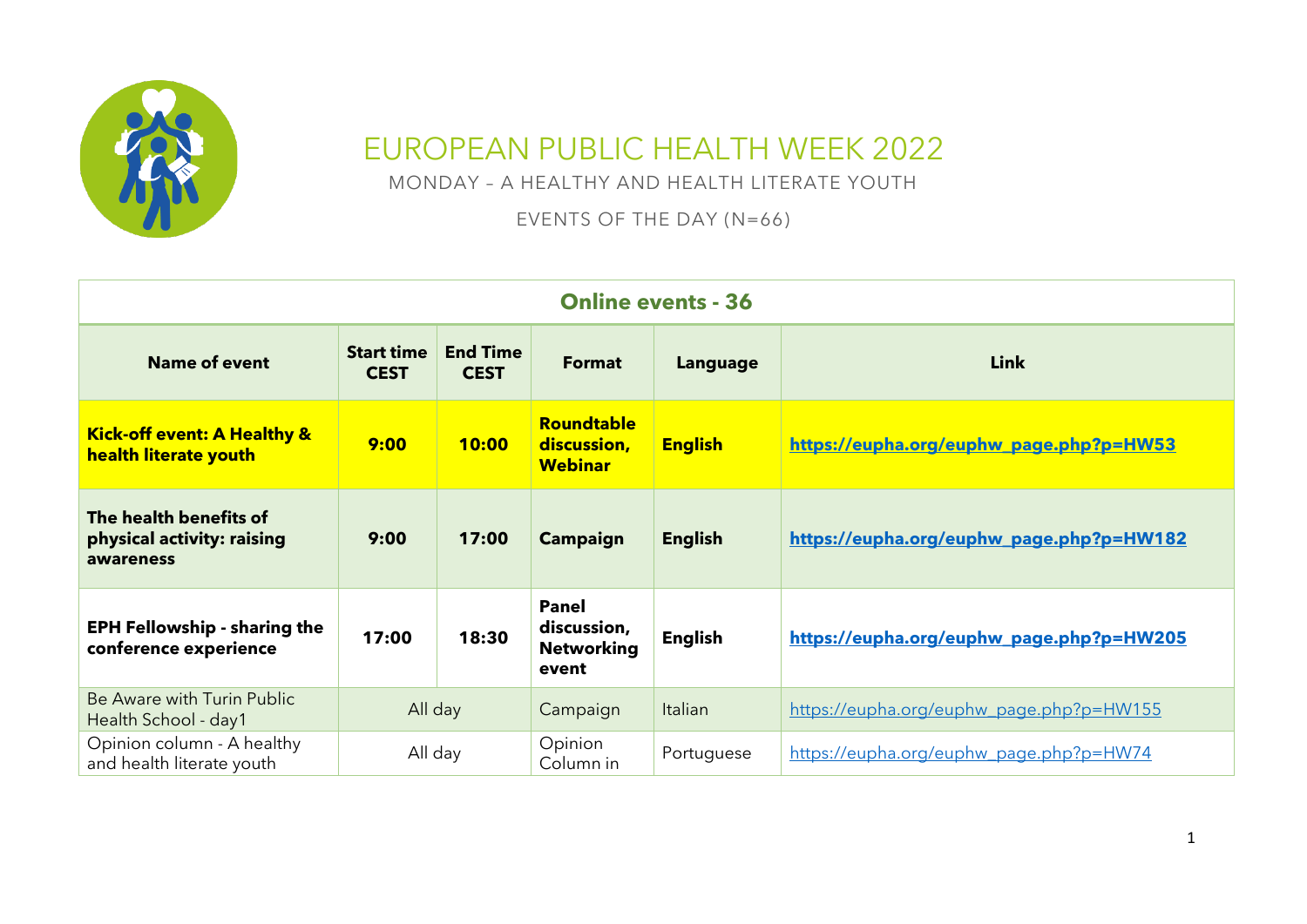# EUROPEAN PUBLIC HEALTH WEEK 2022

MONDAY – A HEALTHY AND HEALTH LITERATE YOUTH

EVENTS OF THE DAY (N=66)

| Online events - 36 | | | | | |
|---|---|---|---|---|---|
| **Name of event** | **Start time CEST** | **End Time CEST** | **Format** | **Language** | **Link** |
| **Kick-off event: A Healthy & health literate youth** | **9:00** | **10:00** | **Roundtable discussion, Webinar** | **English** | **https://eupha.org/euphw_page.php?p=HW53** |
| **The health benefits of physical activity: raising awareness** | **9:00** | **17:00** | **Campaign** | **English** | **https://eupha.org/euphw_page.php?p=HW182** |
| **EPH Fellowship - sharing the conference experience** | **17:00** | **18:30** | **Panel discussion, Networking event** | **English** | **https://eupha.org/euphw_page.php?p=HW205** |
| Be Aware with Turin Public Health School - day1 | All day | | Campaign | Italian | https://eupha.org/euphw_page.php?p=HW155 |
| Opinion column - A healthy and health literate youth | All day | | Opinion Column in | Portuguese | https://eupha.org/euphw_page.php?p=HW74 |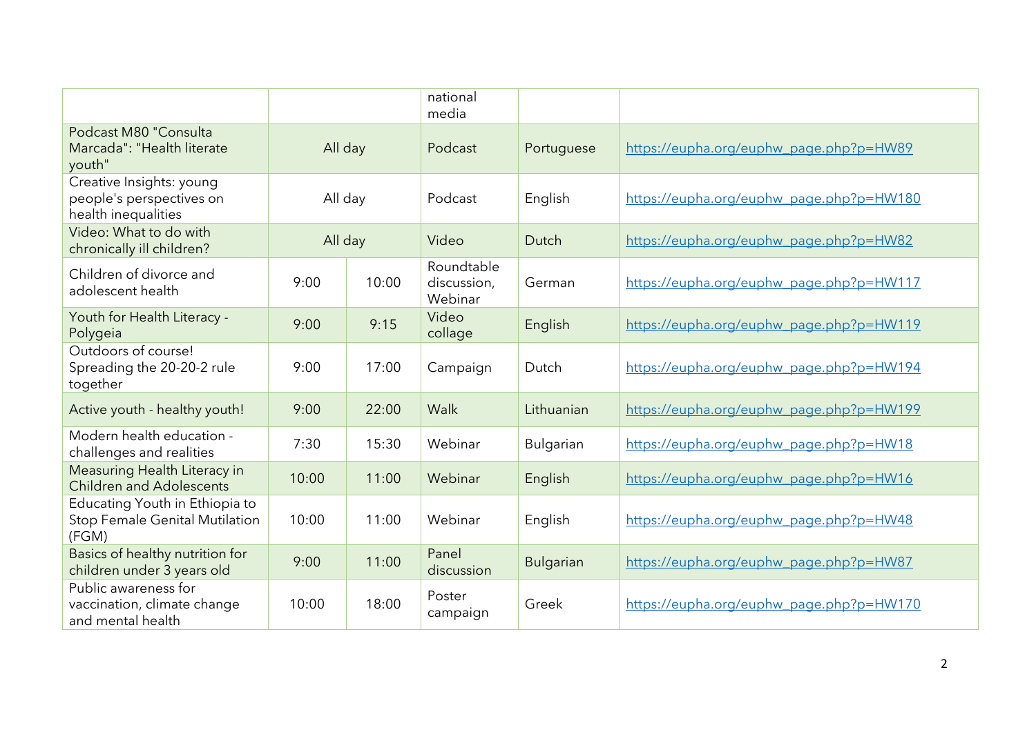| | | | national media | | |
|---|---|---|---|---|---|
| Podcast M80 "Consulta Marcada": "Health literate youth" | All day | | Podcast | Portuguese | https://eupha.org/euphw_page.php?p=HW89 |
| Creative Insights: young people's perspectives on health inequalities | All day | | Podcast | English | https://eupha.org/euphw_page.php?p=HW180 |
| Video: What to do with chronically ill children? | All day | | Video | Dutch | https://eupha.org/euphw_page.php?p=HW82 |
| Children of divorce and adolescent health | 9:00 | 10:00 | Roundtable discussion, Webinar | German | https://eupha.org/euphw_page.php?p=HW117 |
| Youth for Health Literacy - Polygeia | 9:00 | 9:15 | Video collage | English | https://eupha.org/euphw_page.php?p=HW119 |
| Outdoors of course! Spreading the 20-20-2 rule together | 9:00 | 17:00 | Campaign | Dutch | https://eupha.org/euphw_page.php?p=HW194 |
| Active youth - healthy youth! | 9:00 | 22:00 | Walk | Lithuanian | https://eupha.org/euphw_page.php?p=HW199 |
| Modern health education - challenges and realities | 7:30 | 15:30 | Webinar | Bulgarian | https://eupha.org/euphw_page.php?p=HW18 |
| Measuring Health Literacy in Children and Adolescents | 10:00 | 11:00 | Webinar | English | https://eupha.org/euphw_page.php?p=HW16 |
| Educating Youth in Ethiopia to Stop Female Genital Mutilation (FGM) | 10:00 | 11:00 | Webinar | English | https://eupha.org/euphw_page.php?p=HW48 |
| Basics of healthy nutrition for children under 3 years old | 9:00 | 11:00 | Panel discussion | Bulgarian | https://eupha.org/euphw_page.php?p=HW87 |
| Public awareness for vaccination, climate change and mental health | 10:00 | 18:00 | Poster campaign | Greek | https://eupha.org/euphw_page.php?p=HW170 |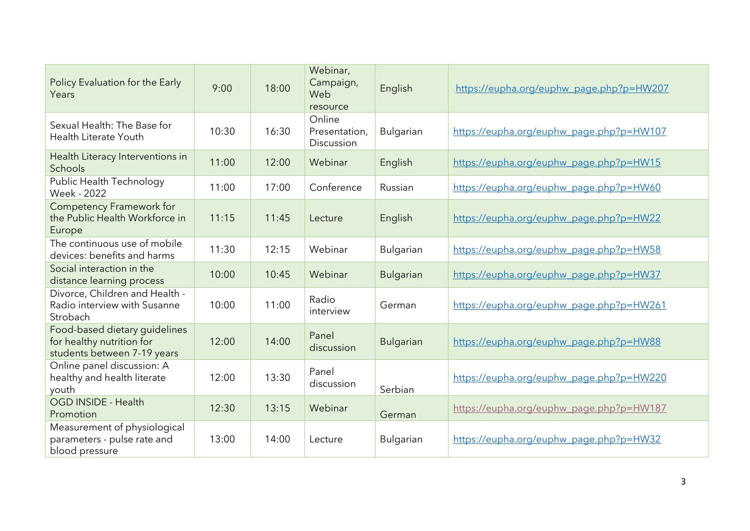| Policy Evaluation for the Early Years | 9:00 | 18:00 | Webinar, Campaign, Web resource | English | https://eupha.org/euphw_page.php?p=HW207 |
|---|---|---|---|---|---|
| Sexual Health: The Base for Health Literate Youth | 10:30 | 16:30 | Online Presentation, Discussion | Bulgarian | https://eupha.org/euphw_page.php?p=HW107 |
| Health Literacy Interventions in Schools | 11:00 | 12:00 | Webinar | English | https://eupha.org/euphw_page.php?p=HW15 |
| Public Health Technology Week - 2022 | 11:00 | 17:00 | Conference | Russian | https://eupha.org/euphw_page.php?p=HW60 |
| Competency Framework for the Public Health Workforce in Europe | 11:15 | 11:45 | Lecture | English | https://eupha.org/euphw_page.php?p=HW22 |
| The continuous use of mobile devices: benefits and harms | 11:30 | 12:15 | Webinar | Bulgarian | https://eupha.org/euphw_page.php?p=HW58 |
| Social interaction in the distance learning process | 10:00 | 10:45 | Webinar | Bulgarian | https://eupha.org/euphw_page.php?p=HW37 |
| Divorce, Children and Health - Radio interview with Susanne Strobach | 10:00 | 11:00 | Radio interview | German | https://eupha.org/euphw_page.php?p=HW261 |
| Food-based dietary guidelines for healthy nutrition for students between 7-19 years | 12:00 | 14:00 | Panel discussion | Bulgarian | https://eupha.org/euphw_page.php?p=HW88 |
| Online panel discussion: A healthy and health literate youth | 12:00 | 13:30 | Panel discussion | Serbian | https://eupha.org/euphw_page.php?p=HW220 |
| OGD INSIDE - Health Promotion | 12:30 | 13:15 | Webinar | German | https://eupha.org/euphw_page.php?p=HW187 |
| Measurement of physiological parameters - pulse rate and blood pressure | 13:00 | 14:00 | Lecture | Bulgarian | https://eupha.org/euphw_page.php?p=HW32 |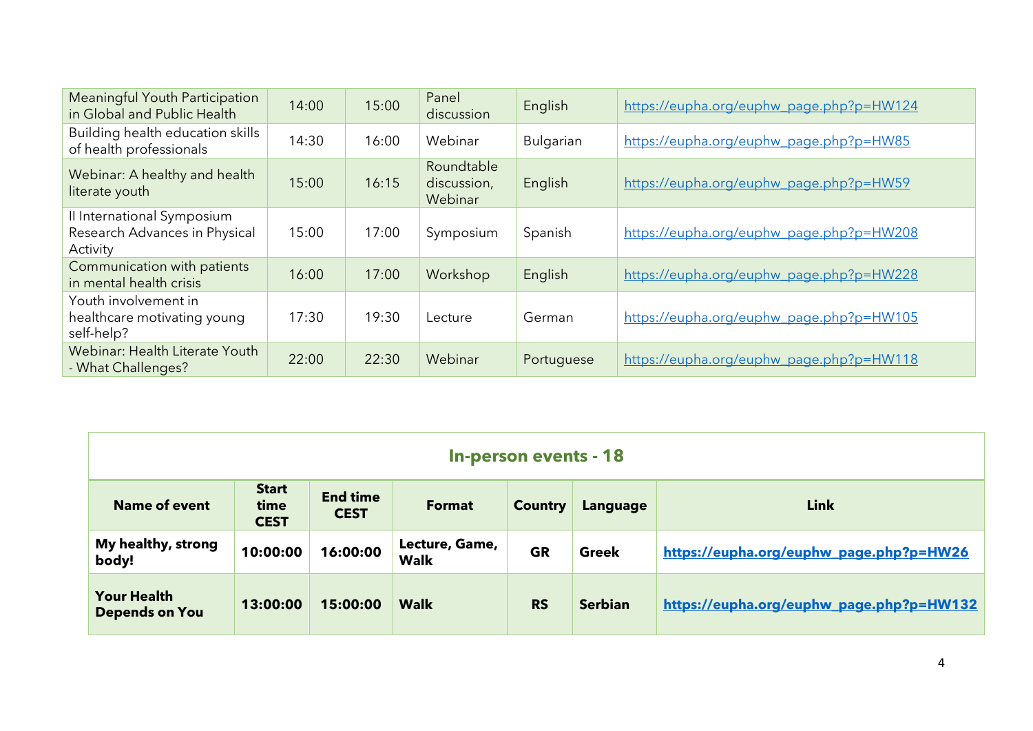| Meaningful Youth Participation in Global and Public Health | 14:00 | 15:00 | Panel discussion | English | https://eupha.org/euphw_page.php?p=HW124 |
|---|---|---|---|---|---|
| Building health education skills of health professionals | 14:30 | 16:00 | Webinar | Bulgarian | https://eupha.org/euphw_page.php?p=HW85 |
| Webinar: A healthy and health literate youth | 15:00 | 16:15 | Roundtable discussion, Webinar | English | https://eupha.org/euphw_page.php?p=HW59 |
| II International Symposium Research Advances in Physical Activity | 15:00 | 17:00 | Symposium | Spanish | https://eupha.org/euphw_page.php?p=HW208 |
| Communication with patients in mental health crisis | 16:00 | 17:00 | Workshop | English | https://eupha.org/euphw_page.php?p=HW228 |
| Youth involvement in healthcare motivating young self-help? | 17:30 | 19:30 | Lecture | German | https://eupha.org/euphw_page.php?p=HW105 |
| Webinar: Health Literate Youth - What Challenges? | 22:00 | 22:30 | Webinar | Portuguese | https://eupha.org/euphw_page.php?p=HW118 |

## In-person events - 18

| Name of event | Start time CEST | End time CEST | Format | Country | Language | Link |
|---|---|---|---|---|---|---|
| **My healthy, strong body!** | **10:00:00** | **16:00:00** | **Lecture, Game, Walk** | **GR** | **Greek** | **https://eupha.org/euphw_page.php?p=HW26** |
| **Your Health Depends on You** | **13:00:00** | **15:00:00** | **Walk** | **RS** | **Serbian** | **https://eupha.org/euphw_page.php?p=HW132** |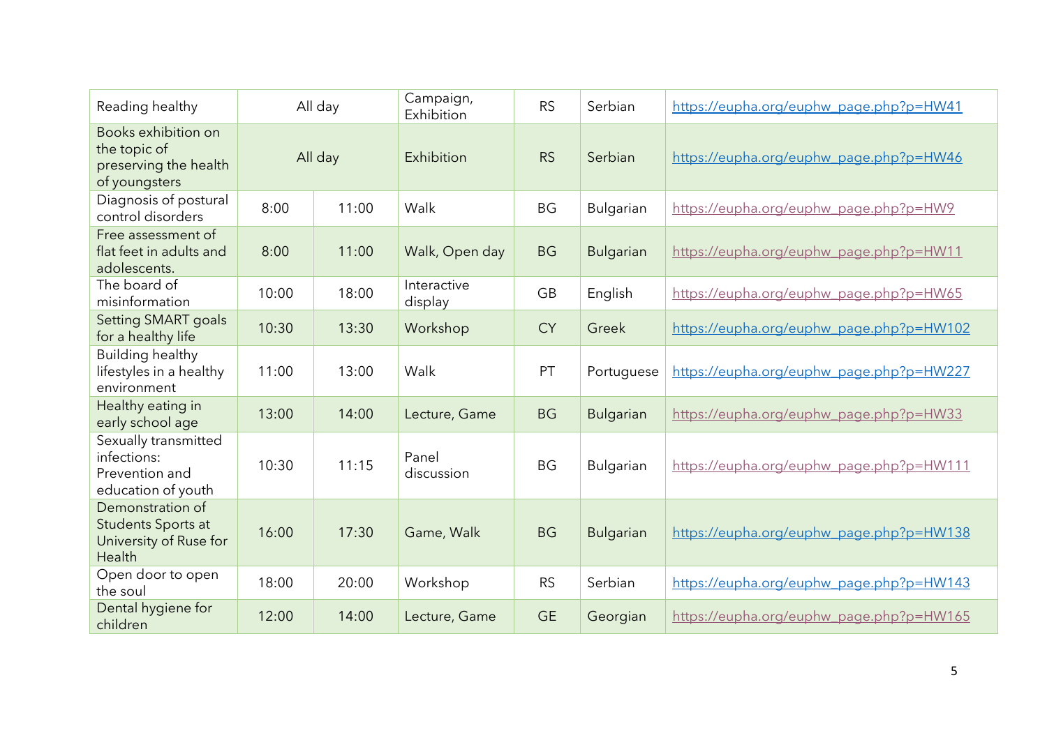| Reading healthy | All day | | Campaign, Exhibition | RS | Serbian | https://eupha.org/euphw_page.php?p=HW41 |
|---|---|---|---|---|---|---|
| Books exhibition on the topic of preserving the health of youngsters | All day | | Exhibition | RS | Serbian | https://eupha.org/euphw_page.php?p=HW46 |
| Diagnosis of postural control disorders | 8:00 | 11:00 | Walk | BG | Bulgarian | https://eupha.org/euphw_page.php?p=HW9 |
| Free assessment of flat feet in adults and adolescents. | 8:00 | 11:00 | Walk, Open day | BG | Bulgarian | https://eupha.org/euphw_page.php?p=HW11 |
| The board of misinformation | 10:00 | 18:00 | Interactive display | GB | English | https://eupha.org/euphw_page.php?p=HW65 |
| Setting SMART goals for a healthy life | 10:30 | 13:30 | Workshop | CY | Greek | https://eupha.org/euphw_page.php?p=HW102 |
| Building healthy lifestyles in a healthy environment | 11:00 | 13:00 | Walk | PT | Portuguese | https://eupha.org/euphw_page.php?p=HW227 |
| Healthy eating in early school age | 13:00 | 14:00 | Lecture, Game | BG | Bulgarian | https://eupha.org/euphw_page.php?p=HW33 |
| Sexually transmitted infections: Prevention and education of youth | 10:30 | 11:15 | Panel discussion | BG | Bulgarian | https://eupha.org/euphw_page.php?p=HW111 |
| Demonstration of Students Sports at University of Ruse for Health | 16:00 | 17:30 | Game, Walk | BG | Bulgarian | https://eupha.org/euphw_page.php?p=HW138 |
| Open door to open the soul | 18:00 | 20:00 | Workshop | RS | Serbian | https://eupha.org/euphw_page.php?p=HW143 |
| Dental hygiene for children | 12:00 | 14:00 | Lecture, Game | GE | Georgian | https://eupha.org/euphw_page.php?p=HW165 |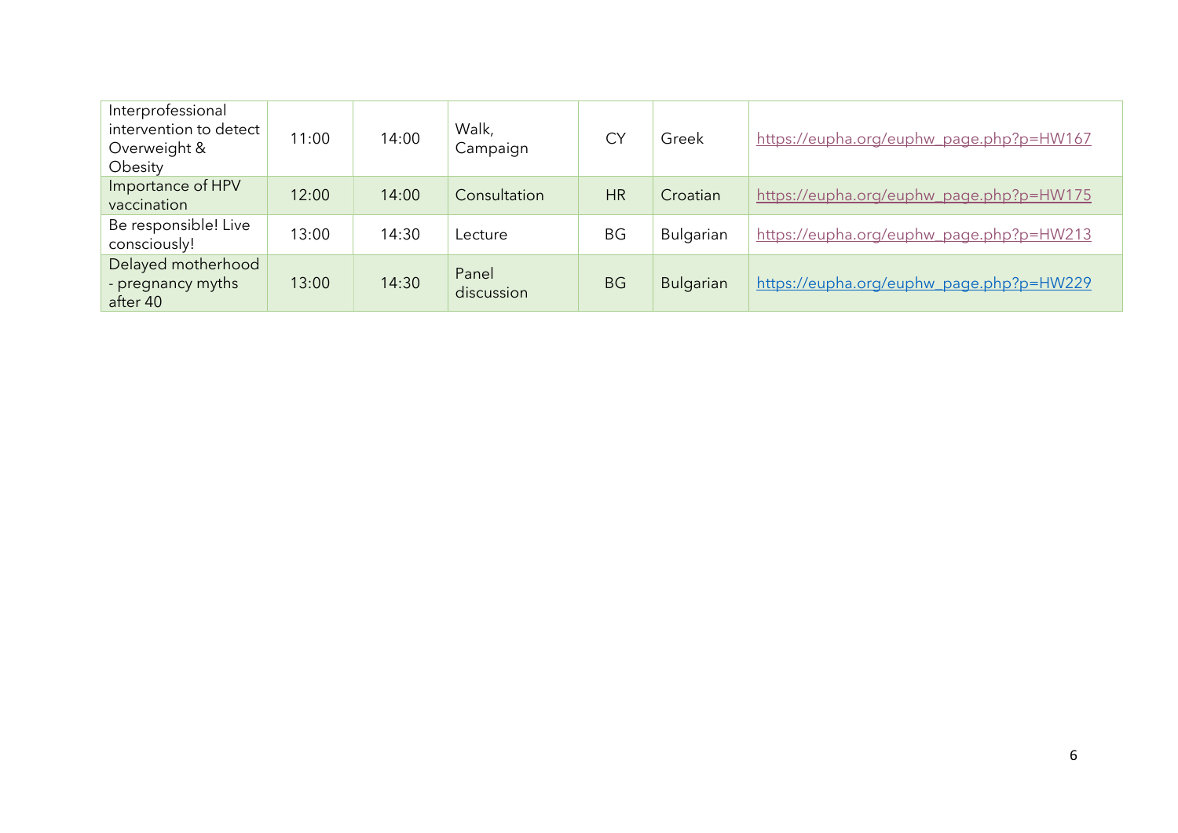| Interprofessional intervention to detect Overweight & Obesity | 11:00 | 14:00 | Walk, Campaign | CY | Greek | https://eupha.org/euphw_page.php?p=HW167 |
|---|---|---|---|---|---|---|
| Importance of HPV vaccination | 12:00 | 14:00 | Consultation | HR | Croatian | https://eupha.org/euphw_page.php?p=HW175 |
| Be responsible! Live consciously! | 13:00 | 14:30 | Lecture | BG | Bulgarian | https://eupha.org/euphw_page.php?p=HW213 |
| Delayed motherhood - pregnancy myths after 40 | 13:00 | 14:30 | Panel discussion | BG | Bulgarian | https://eupha.org/euphw_page.php?p=HW229 |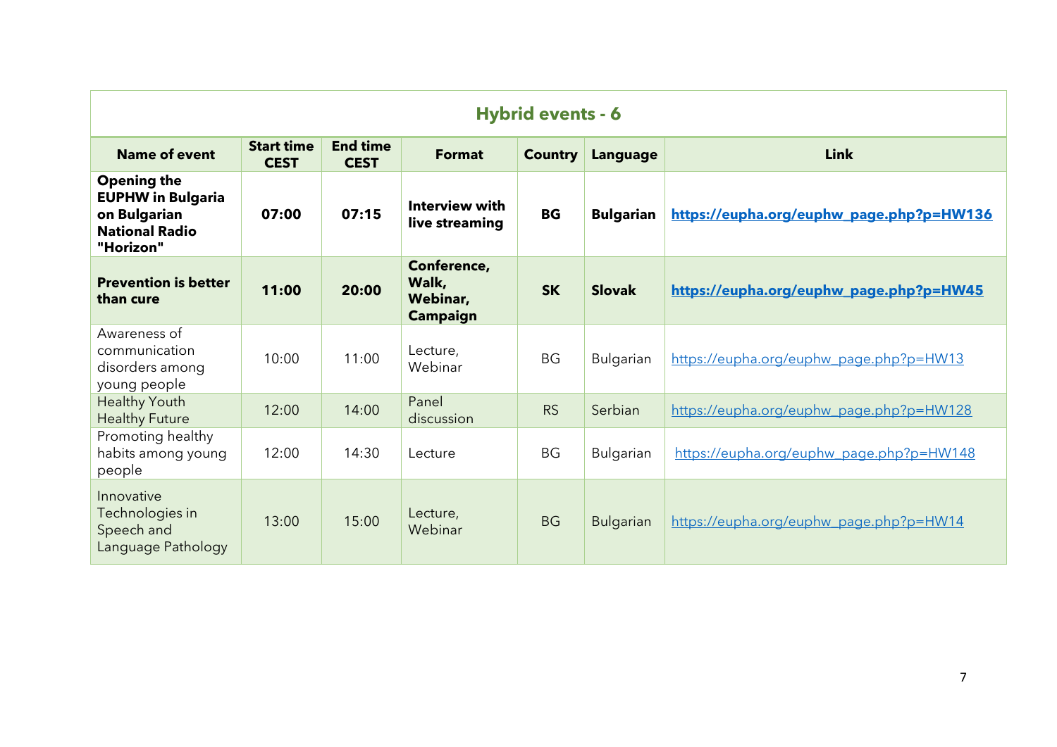| Hybrid events - 6 | | | | | | |
|---|---|---|---|---|---|---|
| **Name of event** | **Start time CEST** | **End time CEST** | **Format** | **Country** | **Language** | **Link** |
| **Opening the EUPHW in Bulgaria on Bulgarian National Radio "Horizon"** | **07:00** | **07:15** | **Interview with live streaming** | **BG** | **Bulgarian** | **https://eupha.org/euphw_page.php?p=HW136** |
| **Prevention is better than cure** | **11:00** | **20:00** | **Conference, Walk, Webinar, Campaign** | **SK** | **Slovak** | **https://eupha.org/euphw_page.php?p=HW45** |
| Awareness of communication disorders among young people | 10:00 | 11:00 | Lecture, Webinar | BG | Bulgarian | https://eupha.org/euphw_page.php?p=HW13 |
| Healthy Youth Healthy Future | 12:00 | 14:00 | Panel discussion | RS | Serbian | https://eupha.org/euphw_page.php?p=HW128 |
| Promoting healthy habits among young people | 12:00 | 14:30 | Lecture | BG | Bulgarian | https://eupha.org/euphw_page.php?p=HW148 |
| Innovative Technologies in Speech and Language Pathology | 13:00 | 15:00 | Lecture, Webinar | BG | Bulgarian | https://eupha.org/euphw_page.php?p=HW14 |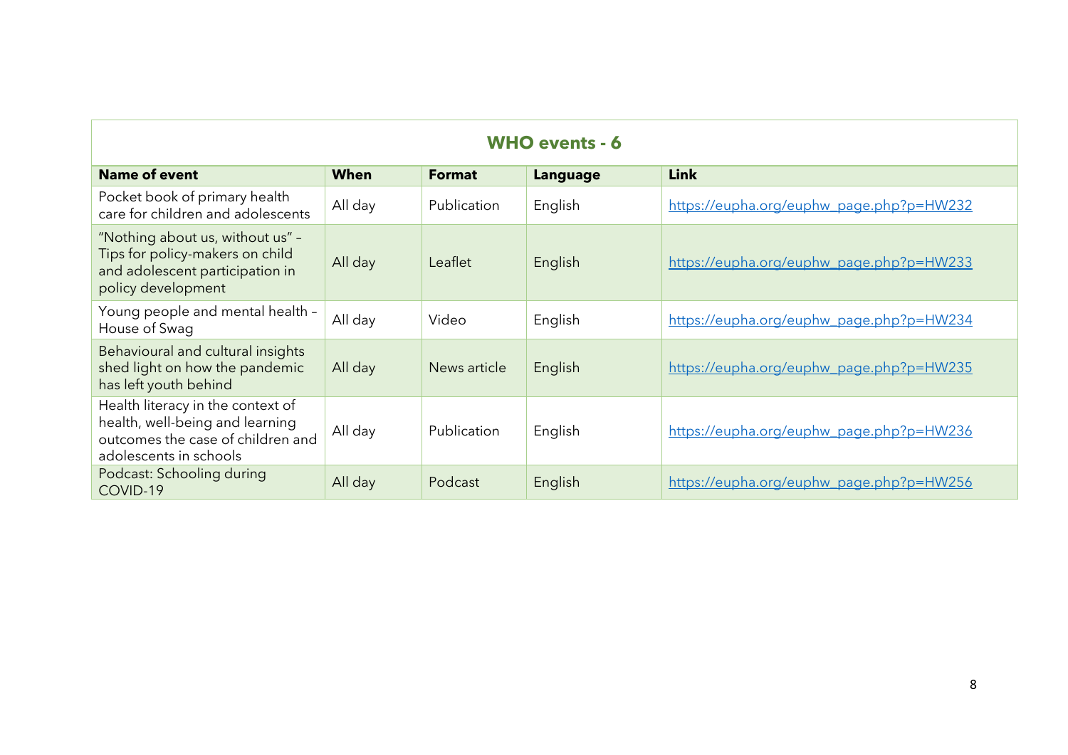| WHO events - 6 | | | | |
|---|---|---|---|---|
| **Name of event** | **When** | **Format** | **Language** | **Link** |
| Pocket book of primary health care for children and adolescents | All day | Publication | English | https://eupha.org/euphw_page.php?p=HW232 |
| "Nothing about us, without us" – Tips for policy-makers on child and adolescent participation in policy development | All day | Leaflet | English | https://eupha.org/euphw_page.php?p=HW233 |
| Young people and mental health – House of Swag | All day | Video | English | https://eupha.org/euphw_page.php?p=HW234 |
| Behavioural and cultural insights shed light on how the pandemic has left youth behind | All day | News article | English | https://eupha.org/euphw_page.php?p=HW235 |
| Health literacy in the context of health, well-being and learning outcomes the case of children and adolescents in schools | All day | Publication | English | https://eupha.org/euphw_page.php?p=HW236 |
| Podcast: Schooling during COVID-19 | All day | Podcast | English | https://eupha.org/euphw_page.php?p=HW256 |